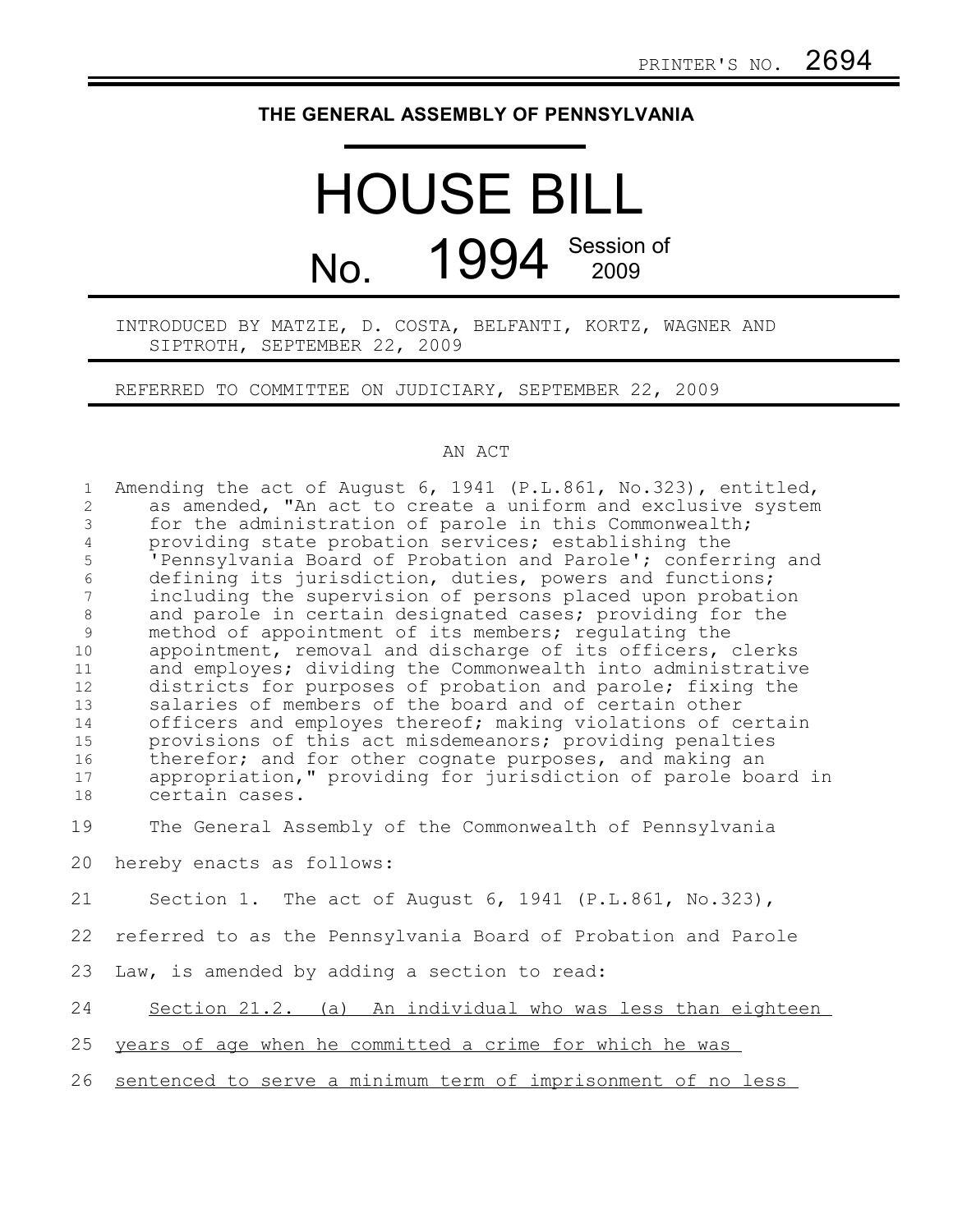PRINTER'S NO. 2694

# THE GENERAL ASSEMBLY OF PENNSYLVANIA

# HOUSE BILL

## No. 1994 Session of 2009

INTRODUCED BY MATZIE, D. COSTA, BELFANTI, KORTZ, WAGNER AND SIPTROTH, SEPTEMBER 22, 2009

REFERRED TO COMMITTEE ON JUDICIARY, SEPTEMBER 22, 2009

AN ACT

Amending the act of August 6, 1941 (P.L.861, No.323), entitled, as amended, "An act to create a uniform and exclusive system for the administration of parole in this Commonwealth; providing state probation services; establishing the 'Pennsylvania Board of Probation and Parole'; conferring and defining its jurisdiction, duties, powers and functions; including the supervision of persons placed upon probation and parole in certain designated cases; providing for the method of appointment of its members; regulating the appointment, removal and discharge of its officers, clerks and employes; dividing the Commonwealth into administrative districts for purposes of probation and parole; fixing the salaries of members of the board and of certain other officers and employes thereof; making violations of certain provisions of this act misdemeanors; providing penalties therefor; and for other cognate purposes, and making an appropriation," providing for jurisdiction of parole board in certain cases.

The General Assembly of the Commonwealth of Pennsylvania hereby enacts as follows:

Section 1. The act of August 6, 1941 (P.L.861, No.323), referred to as the Pennsylvania Board of Probation and Parole Law, is amended by adding a section to read:

Section 21.2. (a) An individual who was less than eighteen years of age when he committed a crime for which he was sentenced to serve a minimum term of imprisonment of no less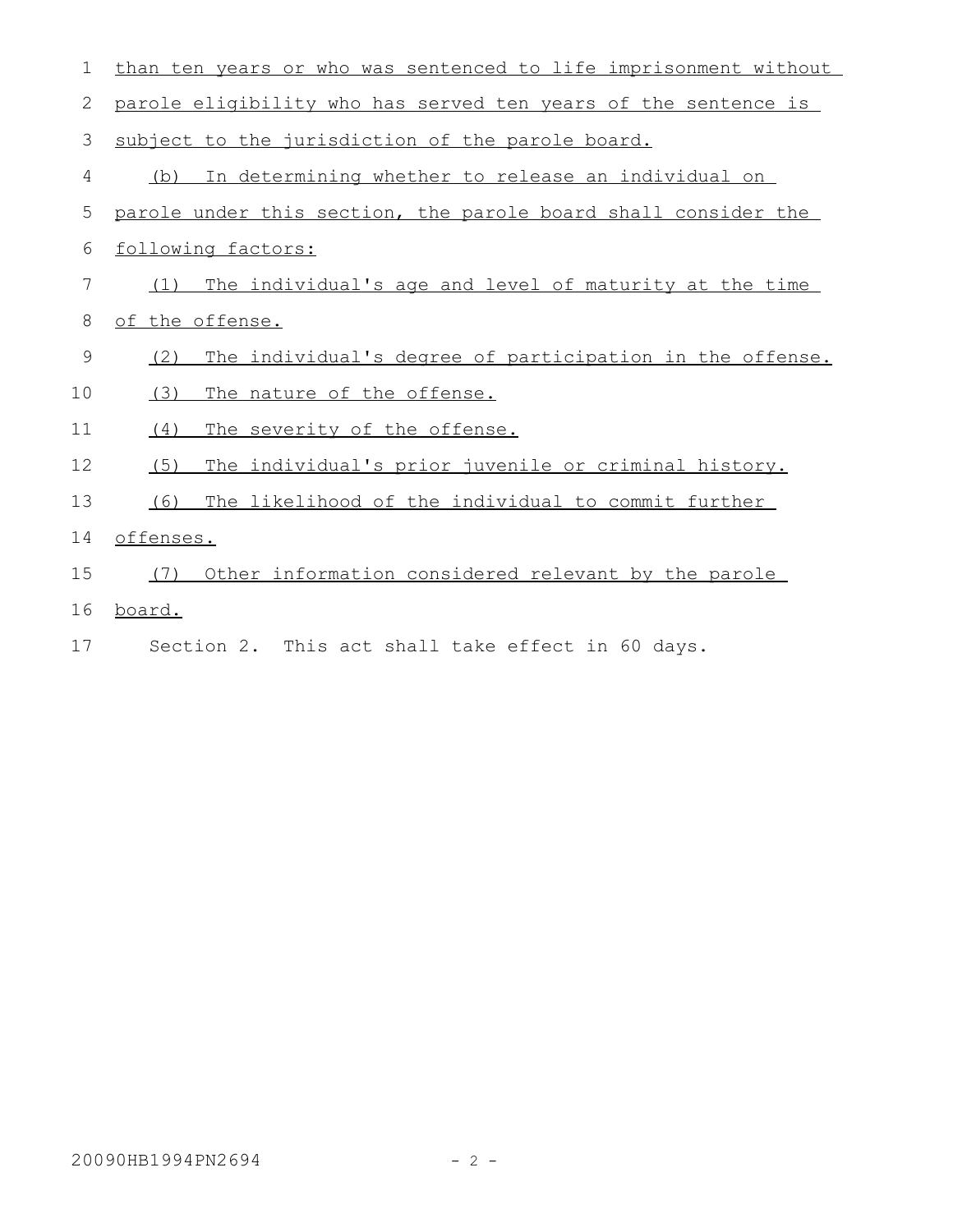than ten years or who was sentenced to life imprisonment without parole eligibility who has served ten years of the sentence is subject to the jurisdiction of the parole board.

(b) In determining whether to release an individual on parole under this section, the parole board shall consider the following factors:

(1) The individual's age and level of maturity at the time of the offense.

(2) The individual's degree of participation in the offense.

(3) The nature of the offense.

(4) The severity of the offense.

(5) The individual's prior juvenile or criminal history.

(6) The likelihood of the individual to commit further offenses.

(7) Other information considered relevant by the parole board.

Section 2. This act shall take effect in 60 days.